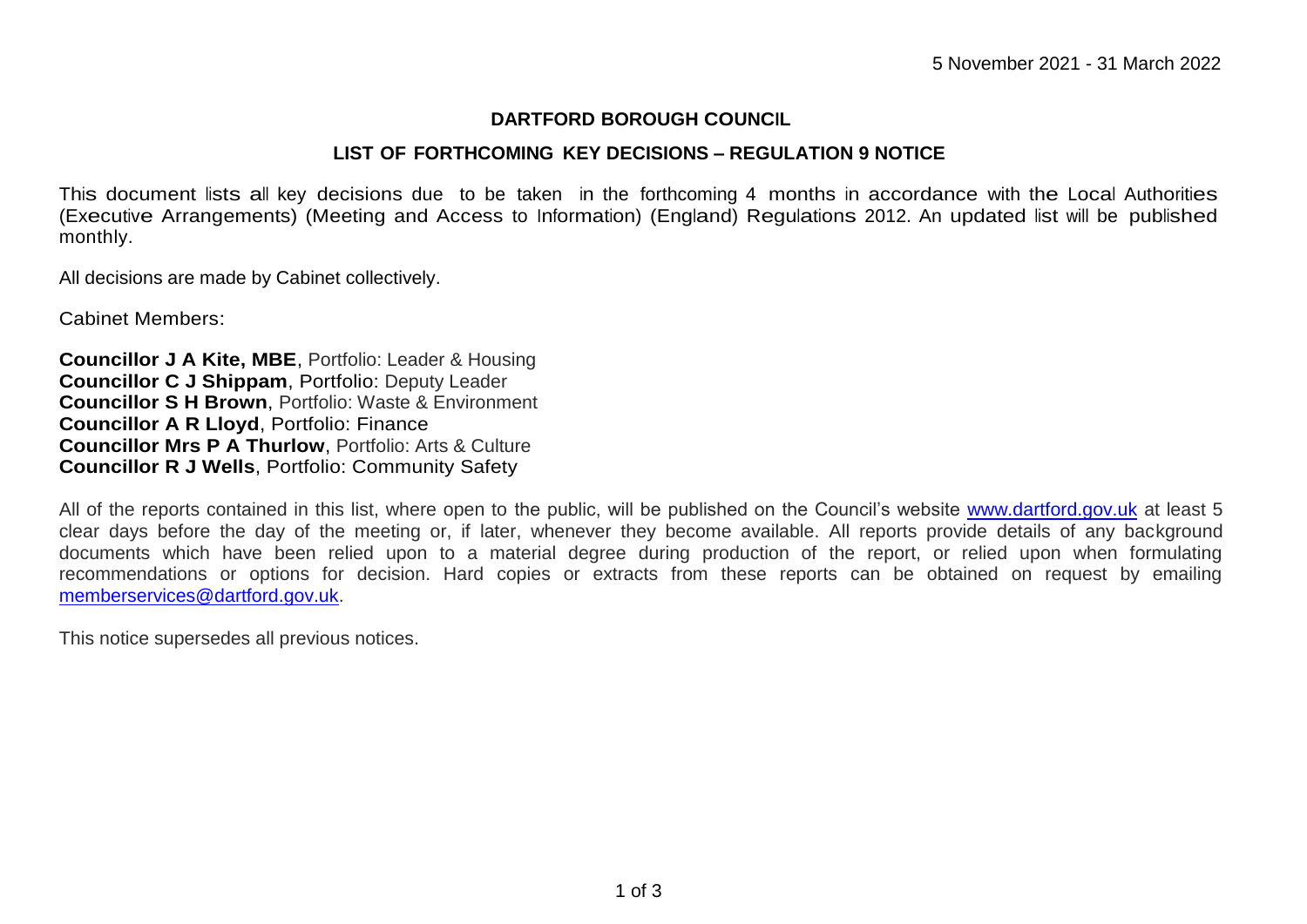5 November 2021 - 31 March 2022

## DARTFORD BOROUGH COUNCIL

### LIST OF FORTHCOMING KEY DECISIONS – REGULATION 9 NOTICE

This document lists all key decisions due to be taken in the forthcoming 4 months in accordance with the Local Authorities (Executive Arrangements) (Meeting and Access to Information) (England) Regulations 2012. An updated list will be published monthly.

All decisions are made by Cabinet collectively.

Cabinet Members:

**Councillor J A Kite, MBE**, Portfolio: Leader & Housing
**Councillor C J Shippam**, Portfolio: Deputy Leader
**Councillor S H Brown**, Portfolio: Waste & Environment
**Councillor A R Lloyd**, Portfolio: Finance
**Councillor Mrs P A Thurlow**, Portfolio: Arts & Culture
**Councillor R J Wells**, Portfolio: Community Safety

All of the reports contained in this list, where open to the public, will be published on the Council's website [www.dartford.gov.uk](http://www.dartford.gov.uk) at least 5 clear days before the day of the meeting or, if later, whenever they become available. All reports provide details of any background documents which have been relied upon to a material degree during production of the report, or relied upon when formulating recommendations or options for decision. Hard copies or extracts from these reports can be obtained on request by emailing [memberservices@dartford.gov.uk](mailto:memberservices@dartford.gov.uk).

This notice supersedes all previous notices.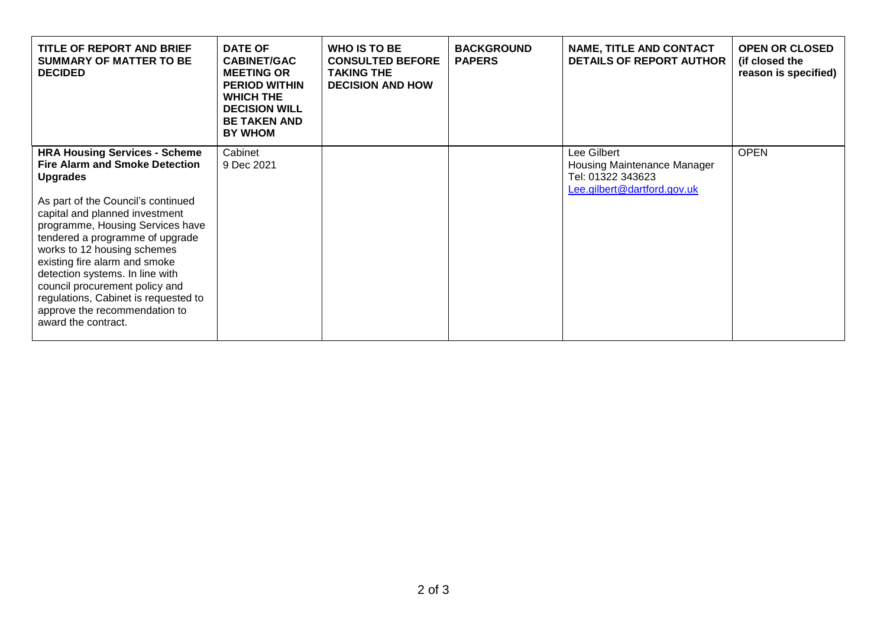| TITLE OF REPORT AND BRIEF SUMMARY OF MATTER TO BE DECIDED | DATE OF CABINET/GAC MEETING OR PERIOD WITHIN WHICH THE DECISION WILL BE TAKEN AND BY WHOM | WHO IS TO BE CONSULTED BEFORE TAKING THE DECISION AND HOW | BACKGROUND PAPERS | NAME, TITLE AND CONTACT DETAILS OF REPORT AUTHOR | OPEN OR CLOSED (if closed the reason is specified) |
|---|---|---|---|---|---|
| **HRA Housing Services - Scheme Fire Alarm and Smoke Detection Upgrades**<br><br>As part of the Council's continued capital and planned investment programme, Housing Services have tendered a programme of upgrade works to 12 housing schemes existing fire alarm and smoke detection systems. In line with council procurement policy and regulations, Cabinet is requested to approve the recommendation to award the contract. | Cabinet<br>9 Dec 2021 | | | Lee Gilbert<br>Housing Maintenance Manager<br>Tel: 01322 343623<br>Lee.gilbert@dartford.gov.uk | OPEN |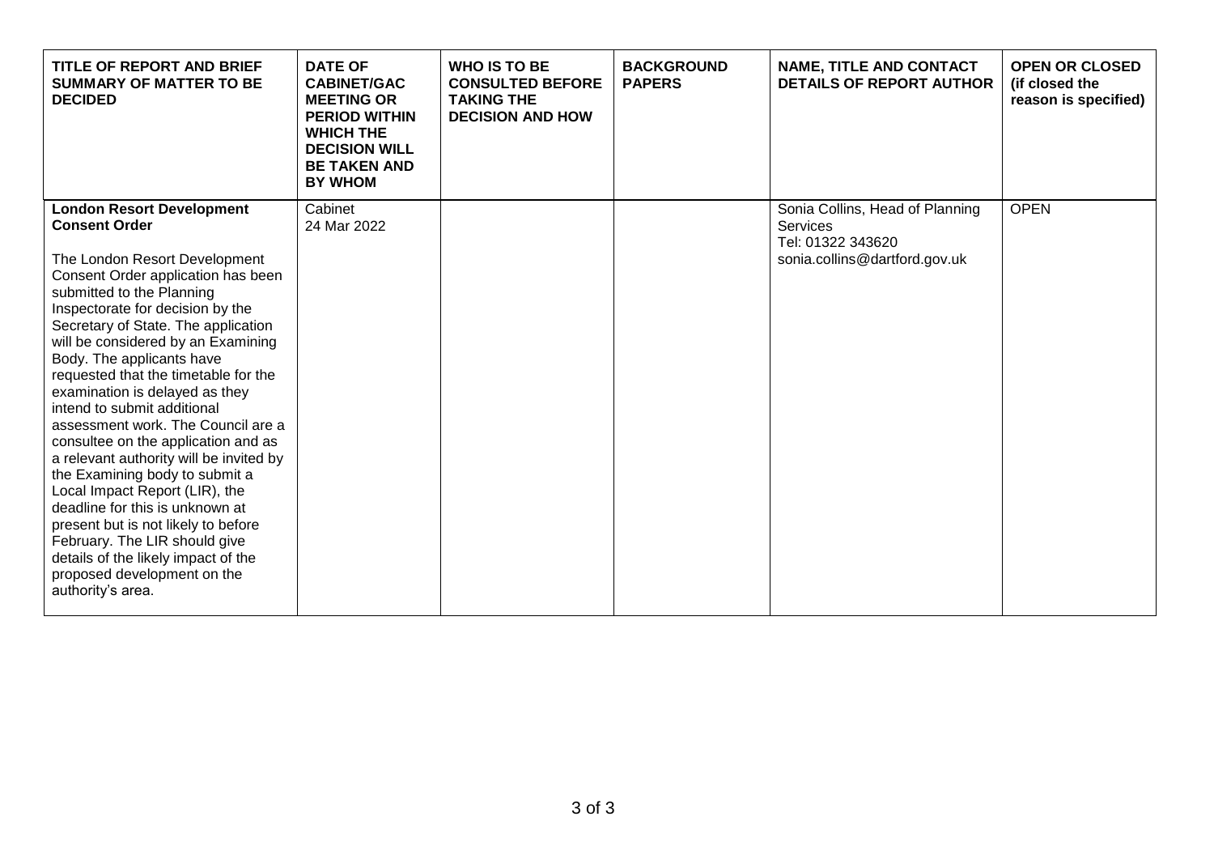| TITLE OF REPORT AND BRIEF SUMMARY OF MATTER TO BE DECIDED | DATE OF CABINET/GAC MEETING OR PERIOD WITHIN WHICH THE DECISION WILL BE TAKEN AND BY WHOM | WHO IS TO BE CONSULTED BEFORE TAKING THE DECISION AND HOW | BACKGROUND PAPERS | NAME, TITLE AND CONTACT DETAILS OF REPORT AUTHOR | OPEN OR CLOSED (if closed the reason is specified) |
|---|---|---|---|---|---|
| **London Resort Development Consent Order**<br><br>The London Resort Development Consent Order application has been submitted to the Planning Inspectorate for decision by the Secretary of State. The application will be considered by an Examining Body. The applicants have requested that the timetable for the examination is delayed as they intend to submit additional assessment work. The Council are a consultee on the application and as a relevant authority will be invited by the Examining body to submit a Local Impact Report (LIR), the deadline for this is unknown at present but is not likely to before February. The LIR should give details of the likely impact of the proposed development on the authority's area. | Cabinet<br>24 Mar 2022 | | | Sonia Collins, Head of Planning Services<br>Tel: 01322 343620<br>sonia.collins@dartford.gov.uk | OPEN |